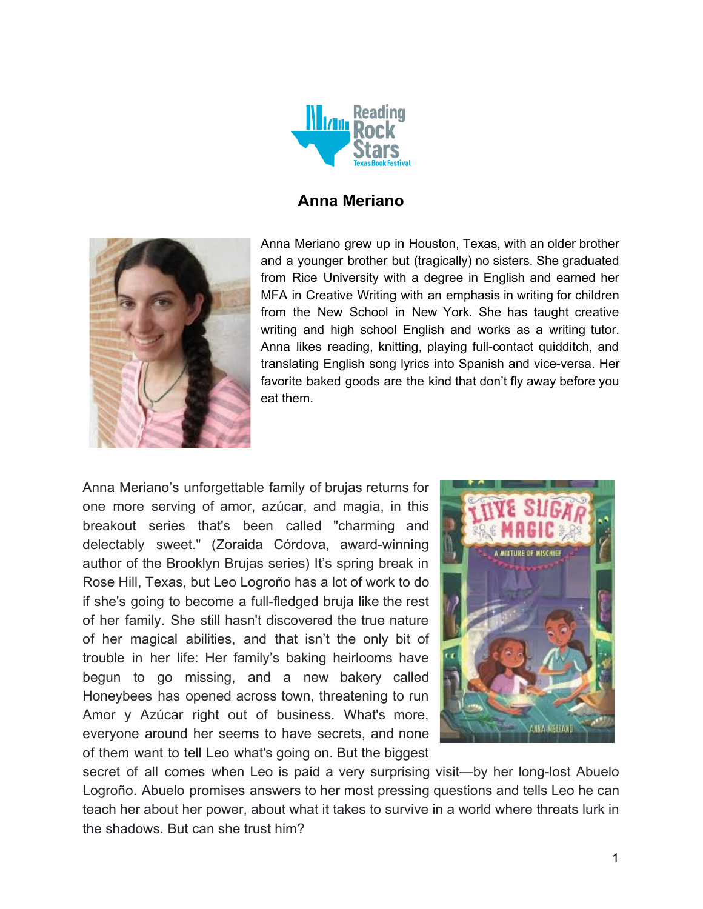# Anna Meriano

Anna Meriano grew up in Houston, Texas, with an older brother and a younger brother but (tragically) no sisters. She graduated from Rice University with a degree in English and earned her MFA in Creative Writing with an emphasis in writing for children from the New School in New York. She has taught creative writing and high school English and works as a writing tutor. Anna likes reading, knitting, playing full-contact quidditch, and translating English song lyrics into Spanish and vice-versa. Her favorite baked goods are the kind that don't fly away before you eat them.

Anna Meriano's unforgettable family of brujas returns for one more serving of amor, azúcar, and magia, in this breakout series that's been called "charming and delectably sweet." (Zoraida Córdova, award-winning author of the Brooklyn Brujas series) It's spring break in Rose Hill, Texas, but Leo Logroño has a lot of work to do if she's going to become a full-fledged bruja like the rest of her family. She still hasn't discovered the true nature of her magical abilities, and that isn't the only bit of trouble in her life: Her family's baking heirlooms have begun to go missing, and a new bakery called Honeybees has opened across town, threatening to run Amor y Azúcar right out of business. What's more, everyone around her seems to have secrets, and none of them want to tell Leo what's going on. But the biggest secret of all comes when Leo is paid a very surprising visit—by her long-lost Abuelo Logroño. Abuelo promises answers to her most pressing questions and tells Leo he can teach her about her power, about what it takes to survive in a world where threats lurk in the shadows. But can she trust him?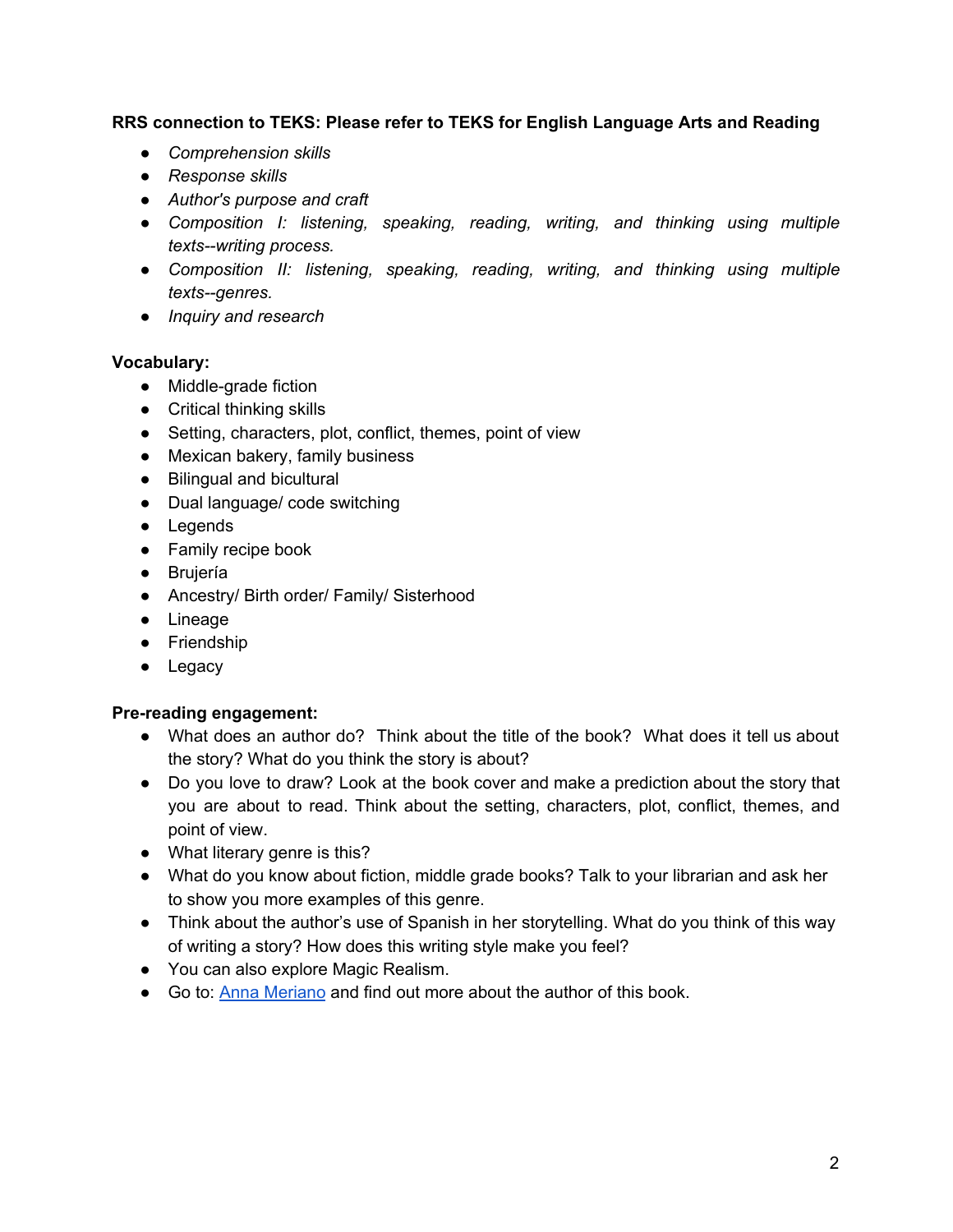**RRS connection to TEKS: Please refer to TEKS for English Language Arts and Reading**

- *Comprehension skills*
- *Response skills*
- *Author's purpose and craft*
- *Composition I: listening, speaking, reading, writing, and thinking using multiple texts--writing process.*
- *Composition II: listening, speaking, reading, writing, and thinking using multiple texts--genres.*
- *Inquiry and research*

**Vocabulary:**

- Middle-grade fiction
- Critical thinking skills
- Setting, characters, plot, conflict, themes, point of view
- Mexican bakery, family business
- Bilingual and bicultural
- Dual language/ code switching
- Legends
- Family recipe book
- Brujería
- Ancestry/ Birth order/ Family/ Sisterhood
- Lineage
- Friendship
- Legacy

**Pre-reading engagement:**

- What does an author do? Think about the title of the book? What does it tell us about the story? What do you think the story is about?
- Do you love to draw? Look at the book cover and make a prediction about the story that you are about to read. Think about the setting, characters, plot, conflict, themes, and point of view.
- What literary genre is this?
- What do you know about fiction, middle grade books? Talk to your librarian and ask her to show you more examples of this genre.
- Think about the author's use of Spanish in her storytelling. What do you think of this way of writing a story? How does this writing style make you feel?
- You can also explore Magic Realism.
- Go to: [Anna Meriano]() and find out more about the author of this book.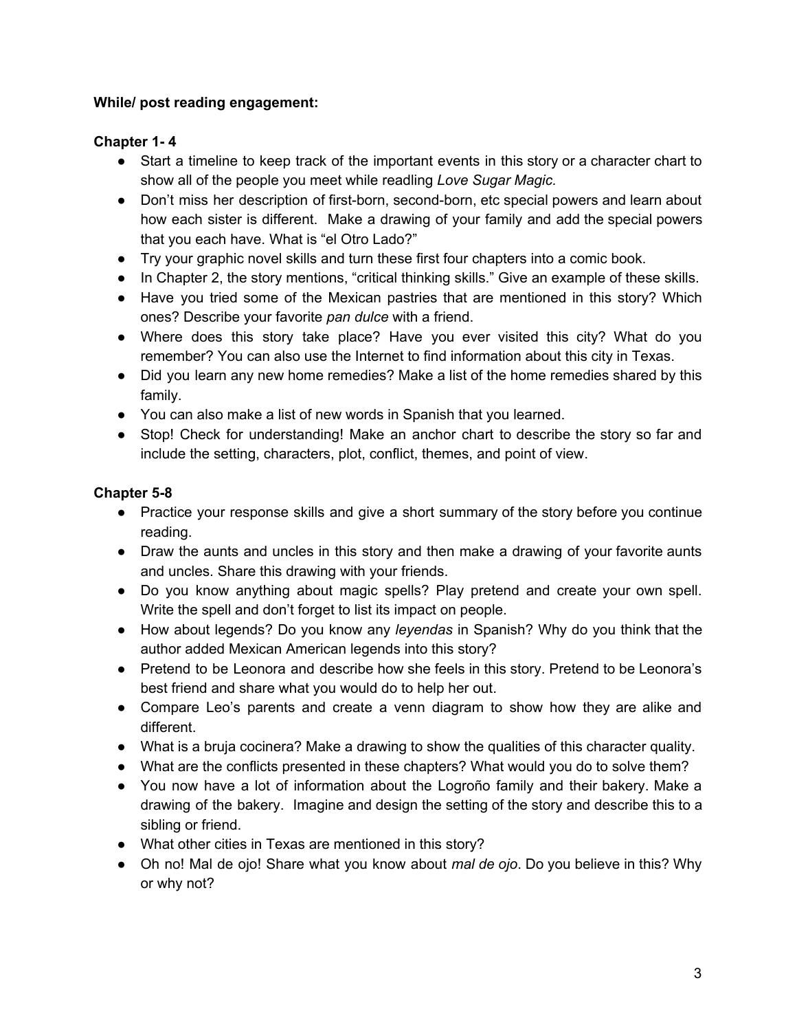**While/ post reading engagement:**

**Chapter 1- 4**

- Start a timeline to keep track of the important events in this story or a character chart to show all of the people you meet while readling *Love Sugar Magic.*
- Don't miss her description of first-born, second-born, etc special powers and learn about how each sister is different. Make a drawing of your family and add the special powers that you each have. What is "el Otro Lado?"
- Try your graphic novel skills and turn these first four chapters into a comic book.
- In Chapter 2, the story mentions, "critical thinking skills." Give an example of these skills.
- Have you tried some of the Mexican pastries that are mentioned in this story? Which ones? Describe your favorite *pan dulce* with a friend.
- Where does this story take place? Have you ever visited this city? What do you remember? You can also use the Internet to find information about this city in Texas.
- Did you learn any new home remedies? Make a list of the home remedies shared by this family.
- You can also make a list of new words in Spanish that you learned.
- Stop! Check for understanding! Make an anchor chart to describe the story so far and include the setting, characters, plot, conflict, themes, and point of view.

**Chapter 5-8**

- Practice your response skills and give a short summary of the story before you continue reading.
- Draw the aunts and uncles in this story and then make a drawing of your favorite aunts and uncles. Share this drawing with your friends.
- Do you know anything about magic spells? Play pretend and create your own spell. Write the spell and don't forget to list its impact on people.
- How about legends? Do you know any *leyendas* in Spanish? Why do you think that the author added Mexican American legends into this story?
- Pretend to be Leonora and describe how she feels in this story. Pretend to be Leonora's best friend and share what you would do to help her out.
- Compare Leo's parents and create a venn diagram to show how they are alike and different.
- What is a bruja cocinera? Make a drawing to show the qualities of this character quality.
- What are the conflicts presented in these chapters? What would you do to solve them?
- You now have a lot of information about the Logroño family and their bakery. Make a drawing of the bakery. Imagine and design the setting of the story and describe this to a sibling or friend.
- What other cities in Texas are mentioned in this story?
- Oh no! Mal de ojo! Share what you know about *mal de ojo*. Do you believe in this? Why or why not?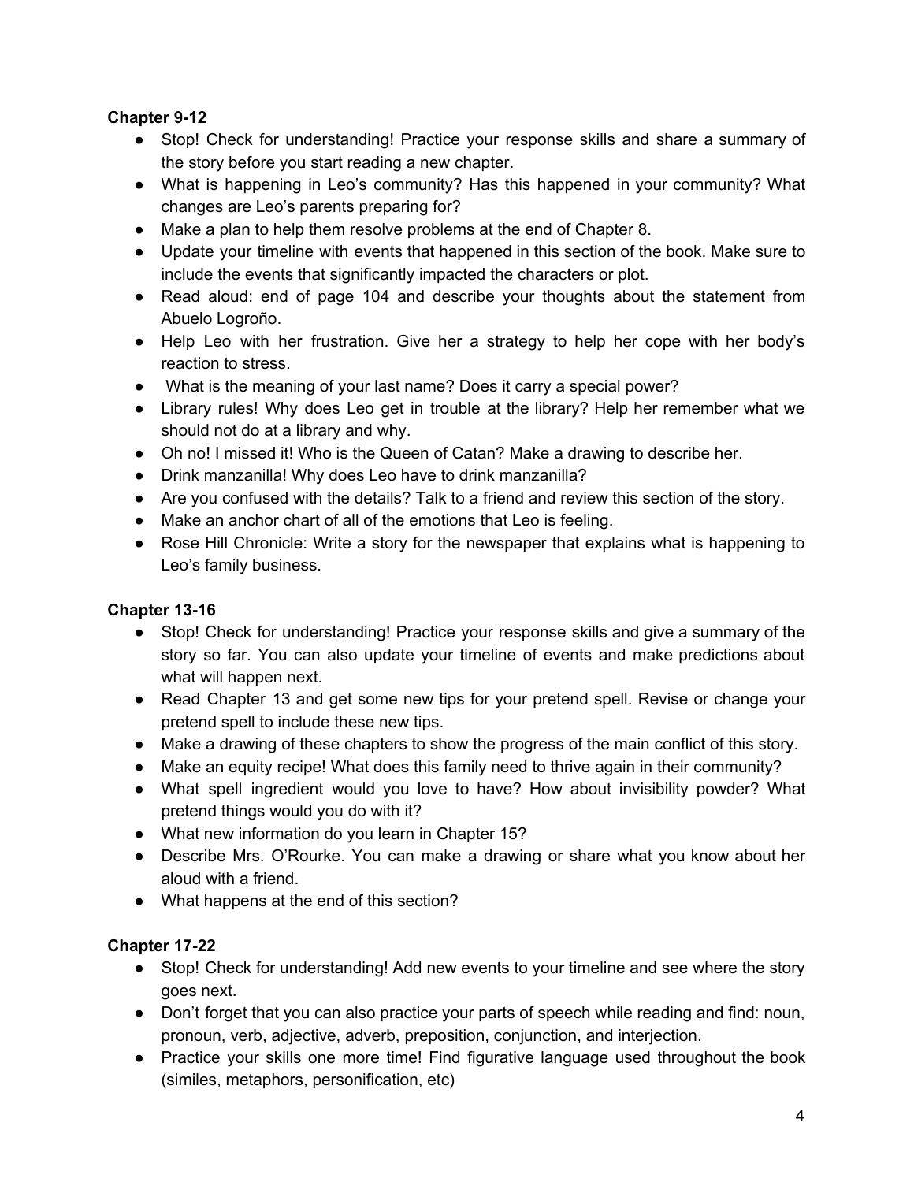**Chapter 9-12**

- Stop! Check for understanding! Practice your response skills and share a summary of the story before you start reading a new chapter.
- What is happening in Leo's community? Has this happened in your community? What changes are Leo's parents preparing for?
- Make a plan to help them resolve problems at the end of Chapter 8.
- Update your timeline with events that happened in this section of the book. Make sure to include the events that significantly impacted the characters or plot.
- Read aloud: end of page 104 and describe your thoughts about the statement from Abuelo Logroño.
- Help Leo with her frustration. Give her a strategy to help her cope with her body's reaction to stress.
- What is the meaning of your last name? Does it carry a special power?
- Library rules! Why does Leo get in trouble at the library? Help her remember what we should not do at a library and why.
- Oh no! I missed it! Who is the Queen of Catan? Make a drawing to describe her.
- Drink manzanilla! Why does Leo have to drink manzanilla?
- Are you confused with the details? Talk to a friend and review this section of the story.
- Make an anchor chart of all of the emotions that Leo is feeling.
- Rose Hill Chronicle: Write a story for the newspaper that explains what is happening to Leo's family business.

**Chapter 13-16**

- Stop! Check for understanding! Practice your response skills and give a summary of the story so far. You can also update your timeline of events and make predictions about what will happen next.
- Read Chapter 13 and get some new tips for your pretend spell. Revise or change your pretend spell to include these new tips.
- Make a drawing of these chapters to show the progress of the main conflict of this story.
- Make an equity recipe! What does this family need to thrive again in their community?
- What spell ingredient would you love to have? How about invisibility powder? What pretend things would you do with it?
- What new information do you learn in Chapter 15?
- Describe Mrs. O'Rourke. You can make a drawing or share what you know about her aloud with a friend.
- What happens at the end of this section?

**Chapter 17-22**

- Stop! Check for understanding! Add new events to your timeline and see where the story goes next.
- Don't forget that you can also practice your parts of speech while reading and find: noun, pronoun, verb, adjective, adverb, preposition, conjunction, and interjection.
- Practice your skills one more time! Find figurative language used throughout the book (similes, metaphors, personification, etc)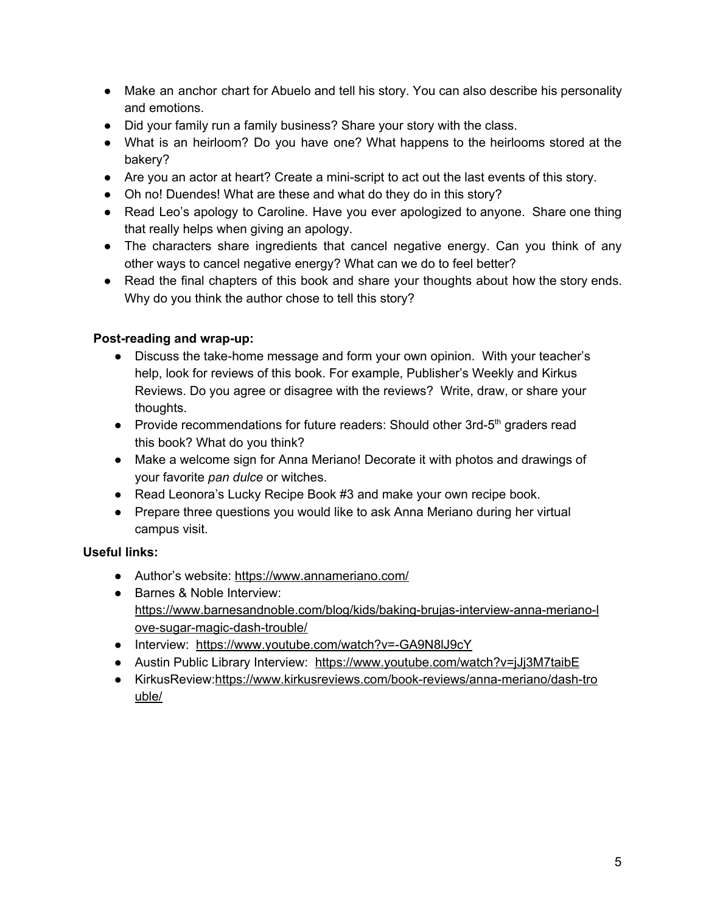- Make an anchor chart for Abuelo and tell his story. You can also describe his personality and emotions.
- Did your family run a family business? Share your story with the class.
- What is an heirloom? Do you have one? What happens to the heirlooms stored at the bakery?
- Are you an actor at heart? Create a mini-script to act out the last events of this story.
- Oh no! Duendes! What are these and what do they do in this story?
- Read Leo's apology to Caroline. Have you ever apologized to anyone. Share one thing that really helps when giving an apology.
- The characters share ingredients that cancel negative energy. Can you think of any other ways to cancel negative energy? What can we do to feel better?
- Read the final chapters of this book and share your thoughts about how the story ends. Why do you think the author chose to tell this story?

**Post-reading and wrap-up:**

- Discuss the take-home message and form your own opinion. With your teacher's help, look for reviews of this book. For example, Publisher's Weekly and Kirkus Reviews. Do you agree or disagree with the reviews? Write, draw, or share your thoughts.
- Provide recommendations for future readers: Should other 3rd-5th graders read this book? What do you think?
- Make a welcome sign for Anna Meriano! Decorate it with photos and drawings of your favorite *pan dulce* or witches.
- Read Leonora's Lucky Recipe Book #3 and make your own recipe book.
- Prepare three questions you would like to ask Anna Meriano during her virtual campus visit.

**Useful links:**

- Author's website: https://www.annameriano.com/
- Barnes & Noble Interview: https://www.barnesandnoble.com/blog/kids/baking-brujas-interview-anna-meriano-love-sugar-magic-dash-trouble/
- Interview: https://www.youtube.com/watch?v=-GA9N8lJ9cY
- Austin Public Library Interview: https://www.youtube.com/watch?v=jJj3M7taibE
- KirkusReview:https://www.kirkusreviews.com/book-reviews/anna-meriano/dash-trouble/